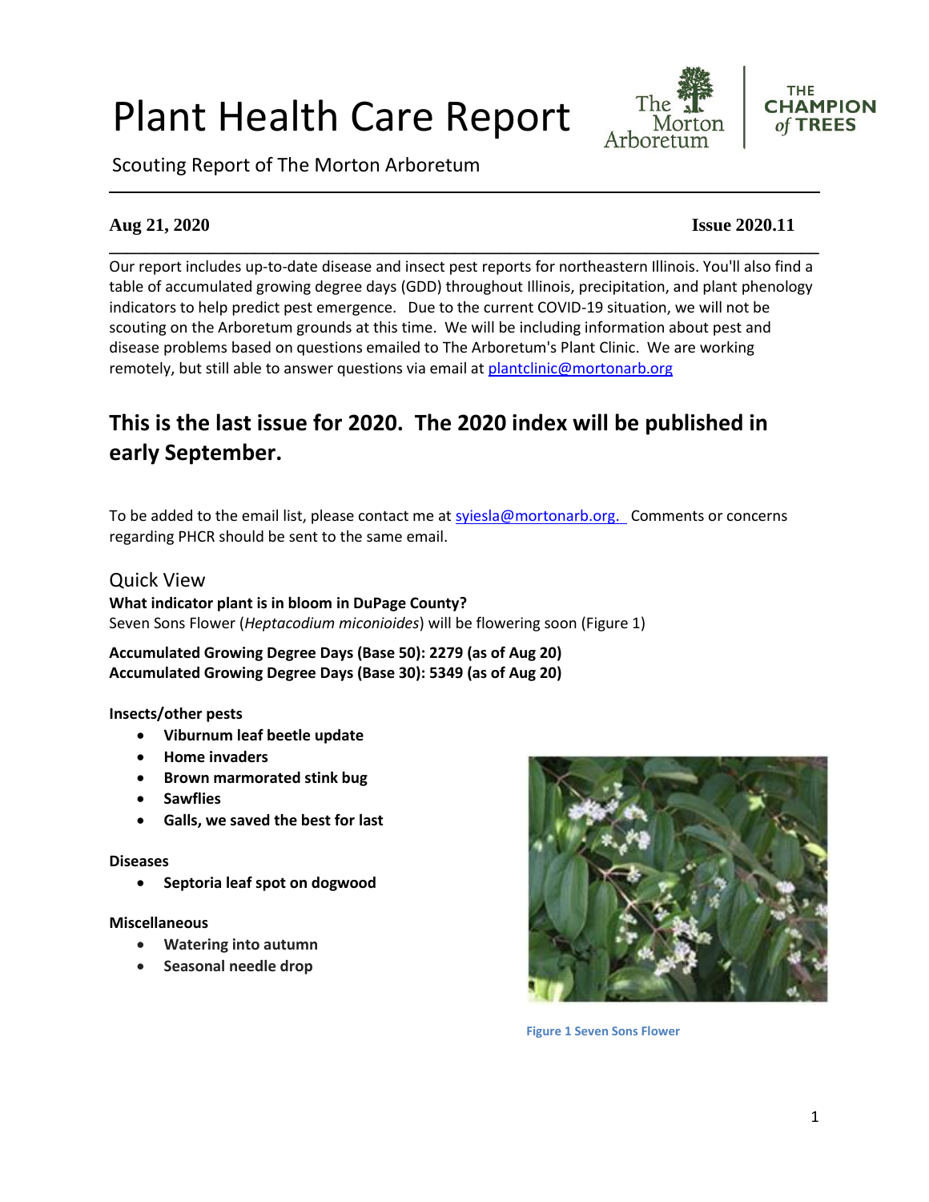# Plant Health Care Report

Scouting Report of The Morton Arboretum

**Aug 21, 2020** **Issue 2020.11**

Our report includes up-to-date disease and insect pest reports for northeastern Illinois. You'll also find a table of accumulated growing degree days (GDD) throughout Illinois, precipitation, and plant phenology indicators to help predict pest emergence. Due to the current COVID-19 situation, we will not be scouting on the Arboretum grounds at this time. We will be including information about pest and disease problems based on questions emailed to The Arboretum's Plant Clinic. We are working remotely, but still able to answer questions via email at plantclinic@mortonarb.org

## This is the last issue for 2020. The 2020 index will be published in early September.

To be added to the email list, please contact me at syiesla@mortonarb.org. Comments or concerns regarding PHCR should be sent to the same email.

## Quick View

**What indicator plant is in bloom in DuPage County?**
Seven Sons Flower (*Heptacodium miconioides*) will be flowering soon (Figure 1)

**Accumulated Growing Degree Days (Base 50): 2279 (as of Aug 20)**
**Accumulated Growing Degree Days (Base 30): 5349 (as of Aug 20)**

**Insects/other pests**

- **Viburnum leaf beetle update**
- **Home invaders**
- **Brown marmorated stink bug**
- **Sawflies**
- **Galls, we saved the best for last**

**Diseases**

- **Septoria leaf spot on dogwood**

**Miscellaneous**

- **Watering into autumn**
- **Seasonal needle drop**

Figure 1 Seven Sons Flower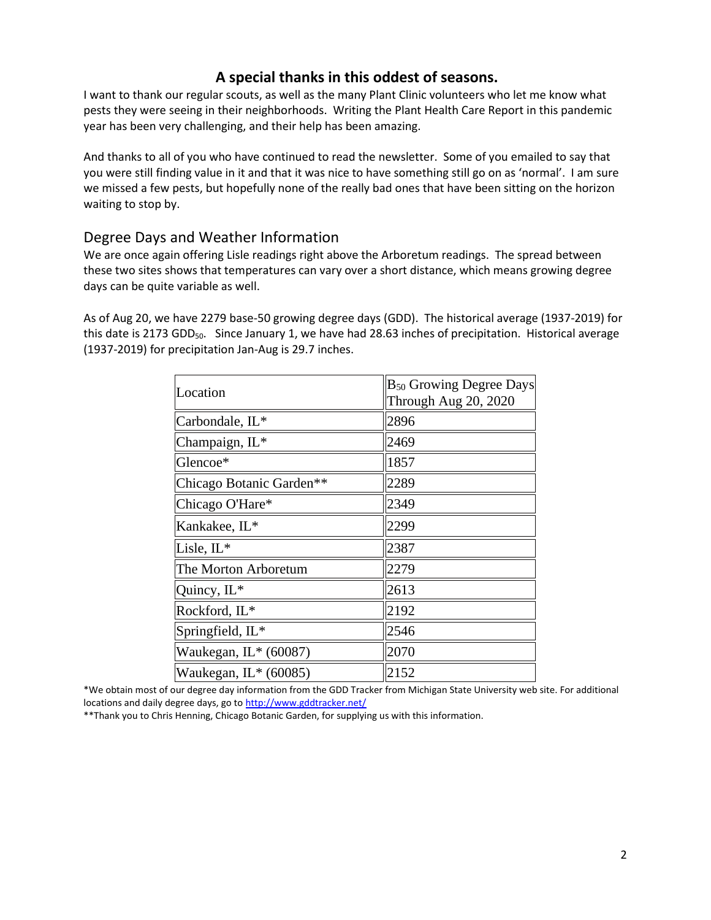## A special thanks in this oddest of seasons.

I want to thank our regular scouts, as well as the many Plant Clinic volunteers who let me know what pests they were seeing in their neighborhoods. Writing the Plant Health Care Report in this pandemic year has been very challenging, and their help has been amazing.

And thanks to all of you who have continued to read the newsletter. Some of you emailed to say that you were still finding value in it and that it was nice to have something still go on as 'normal'. I am sure we missed a few pests, but hopefully none of the really bad ones that have been sitting on the horizon waiting to stop by.

## Degree Days and Weather Information

We are once again offering Lisle readings right above the Arboretum readings. The spread between these two sites shows that temperatures can vary over a short distance, which means growing degree days can be quite variable as well.

As of Aug 20, we have 2279 base-50 growing degree days (GDD). The historical average (1937-2019) for this date is 2173 $GDD_{50}$. Since January 1, we have had 28.63 inches of precipitation. Historical average (1937-2019) for precipitation Jan-Aug is 29.7 inches.

| Location | $B_{50}$ Growing Degree Days Through Aug 20, 2020 |
|---|---|
| Carbondale, IL* | 2896 |
| Champaign, IL* | 2469 |
| Glencoe* | 1857 |
| Chicago Botanic Garden** | 2289 |
| Chicago O'Hare* | 2349 |
| Kankakee, IL* | 2299 |
| Lisle, IL* | 2387 |
| The Morton Arboretum | 2279 |
| Quincy, IL* | 2613 |
| Rockford, IL* | 2192 |
| Springfield, IL* | 2546 |
| Waukegan, IL* (60087) | 2070 |
| Waukegan, IL* (60085) | 2152 |

*We obtain most of our degree day information from the GDD Tracker from Michigan State University web site. For additional locations and daily degree days, go to http://www.gddtracker.net/

**Thank you to Chris Henning, Chicago Botanic Garden, for supplying us with this information.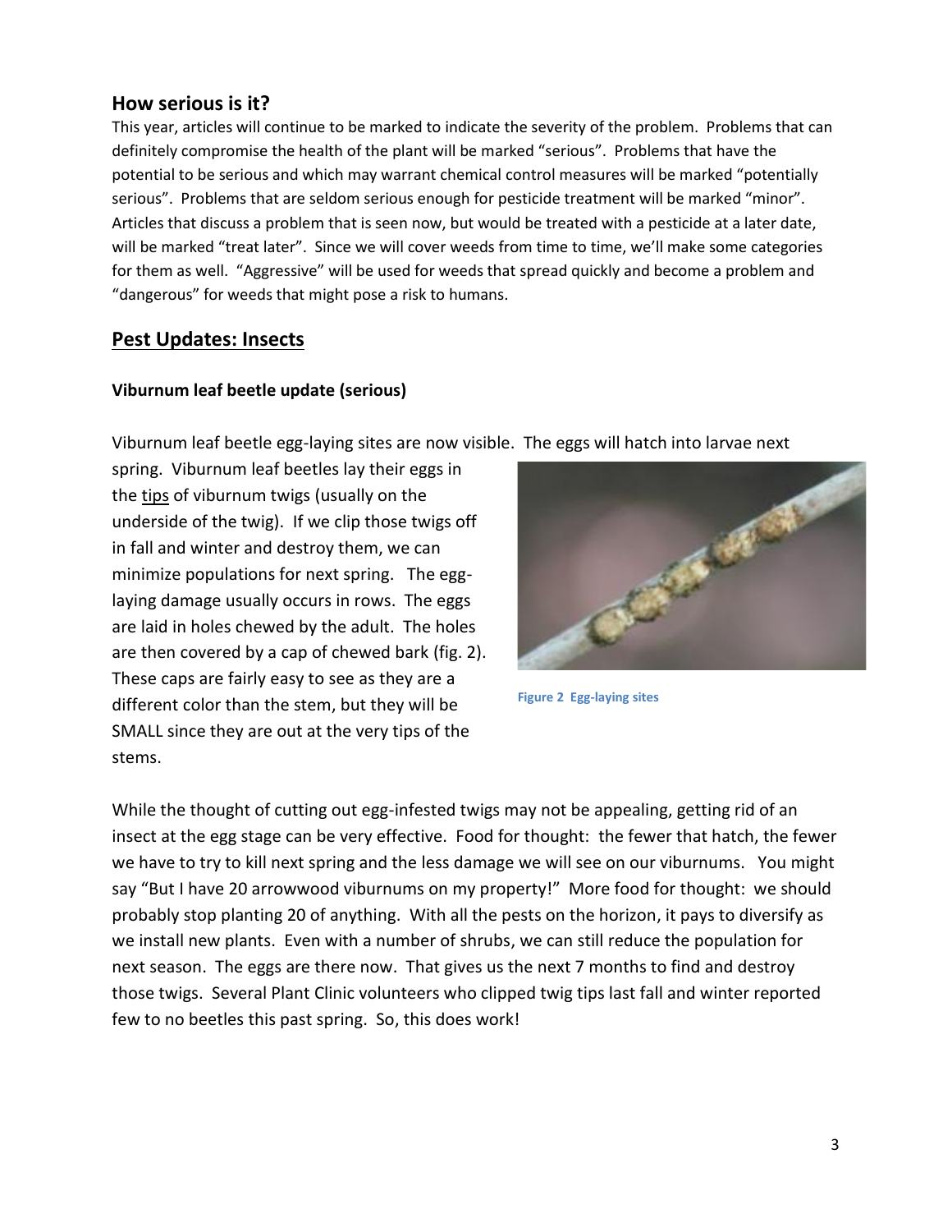## How serious is it?

This year, articles will continue to be marked to indicate the severity of the problem. Problems that can definitely compromise the health of the plant will be marked "serious". Problems that have the potential to be serious and which may warrant chemical control measures will be marked "potentially serious". Problems that are seldom serious enough for pesticide treatment will be marked "minor". Articles that discuss a problem that is seen now, but would be treated with a pesticide at a later date, will be marked "treat later". Since we will cover weeds from time to time, we'll make some categories for them as well. "Aggressive" will be used for weeds that spread quickly and become a problem and "dangerous" for weeds that might pose a risk to humans.

## Pest Updates: Insects

### Viburnum leaf beetle update (serious)

Viburnum leaf beetle egg-laying sites are now visible. The eggs will hatch into larvae next spring. Viburnum leaf beetles lay their eggs in the tips of viburnum twigs (usually on the underside of the twig). If we clip those twigs off in fall and winter and destroy them, we can minimize populations for next spring. The egg-laying damage usually occurs in rows. The eggs are laid in holes chewed by the adult. The holes are then covered by a cap of chewed bark (fig. 2). These caps are fairly easy to see as they are a different color than the stem, but they will be SMALL since they are out at the very tips of the stems.

Figure 2 Egg-laying sites

While the thought of cutting out egg-infested twigs may not be appealing, getting rid of an insect at the egg stage can be very effective. Food for thought: the fewer that hatch, the fewer we have to try to kill next spring and the less damage we will see on our viburnums. You might say "But I have 20 arrowwood viburnums on my property!" More food for thought: we should probably stop planting 20 of anything. With all the pests on the horizon, it pays to diversify as we install new plants. Even with a number of shrubs, we can still reduce the population for next season. The eggs are there now. That gives us the next 7 months to find and destroy those twigs. Several Plant Clinic volunteers who clipped twig tips last fall and winter reported few to no beetles this past spring. So, this does work!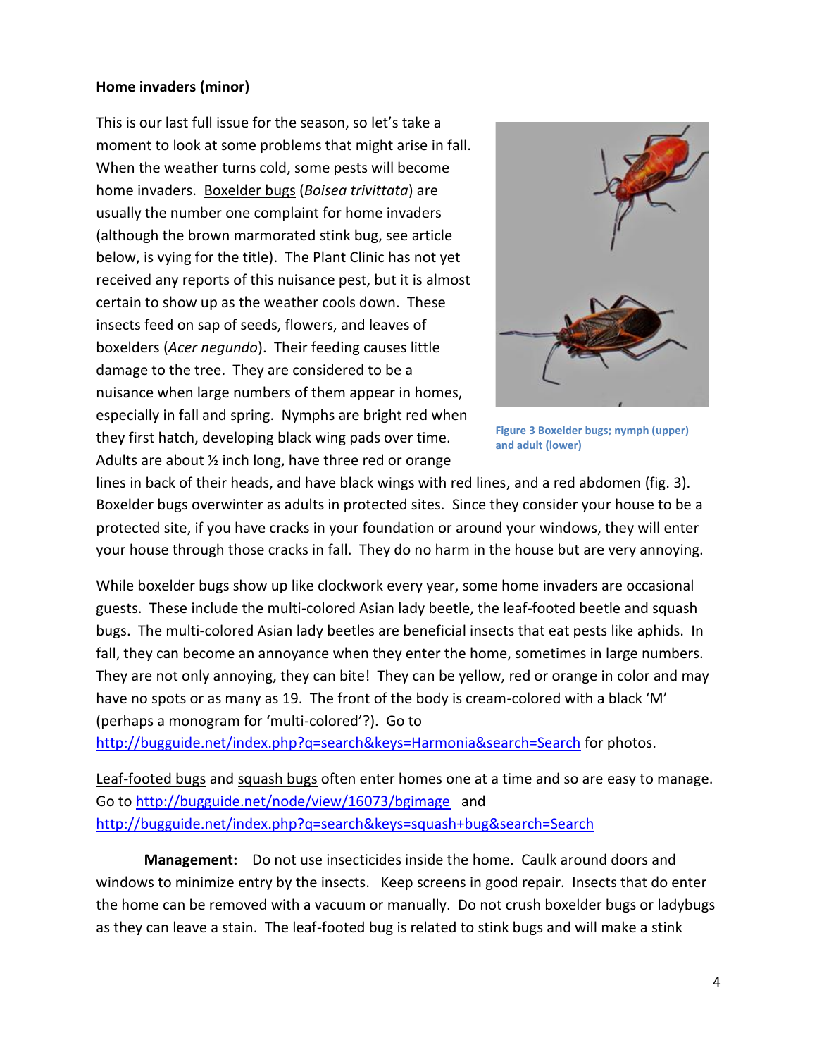**Home invaders (minor)**

This is our last full issue for the season, so let's take a moment to look at some problems that might arise in fall. When the weather turns cold, some pests will become home invaders. Boxelder bugs (*Boisea trivittata*) are usually the number one complaint for home invaders (although the brown marmorated stink bug, see article below, is vying for the title). The Plant Clinic has not yet received any reports of this nuisance pest, but it is almost certain to show up as the weather cools down. These insects feed on sap of seeds, flowers, and leaves of boxelders (*Acer negundo*). Their feeding causes little damage to the tree. They are considered to be a nuisance when large numbers of them appear in homes, especially in fall and spring. Nymphs are bright red when they first hatch, developing black wing pads over time. Adults are about ½ inch long, have three red or orange lines in back of their heads, and have black wings with red lines, and a red abdomen (fig. 3). Boxelder bugs overwinter as adults in protected sites. Since they consider your house to be a protected site, if you have cracks in your foundation or around your windows, they will enter your house through those cracks in fall. They do no harm in the house but are very annoying.

**Figure 3 Boxelder bugs; nymph (upper) and adult (lower)**

While boxelder bugs show up like clockwork every year, some home invaders are occasional guests. These include the multi-colored Asian lady beetle, the leaf-footed beetle and squash bugs. The multi-colored Asian lady beetles are beneficial insects that eat pests like aphids. In fall, they can become an annoyance when they enter the home, sometimes in large numbers. They are not only annoying, they can bite! They can be yellow, red or orange in color and may have no spots or as many as 19. The front of the body is cream-colored with a black 'M' (perhaps a monogram for 'multi-colored'?). Go to http://bugguide.net/index.php?q=search&keys=Harmonia&search=Search for photos.

Leaf-footed bugs and squash bugs often enter homes one at a time and so are easy to manage. Go to http://bugguide.net/node/view/16073/bgimage and http://bugguide.net/index.php?q=search&keys=squash+bug&search=Search

**Management:** Do not use insecticides inside the home. Caulk around doors and windows to minimize entry by the insects. Keep screens in good repair. Insects that do enter the home can be removed with a vacuum or manually. Do not crush boxelder bugs or ladybugs as they can leave a stain. The leaf-footed bug is related to stink bugs and will make a stink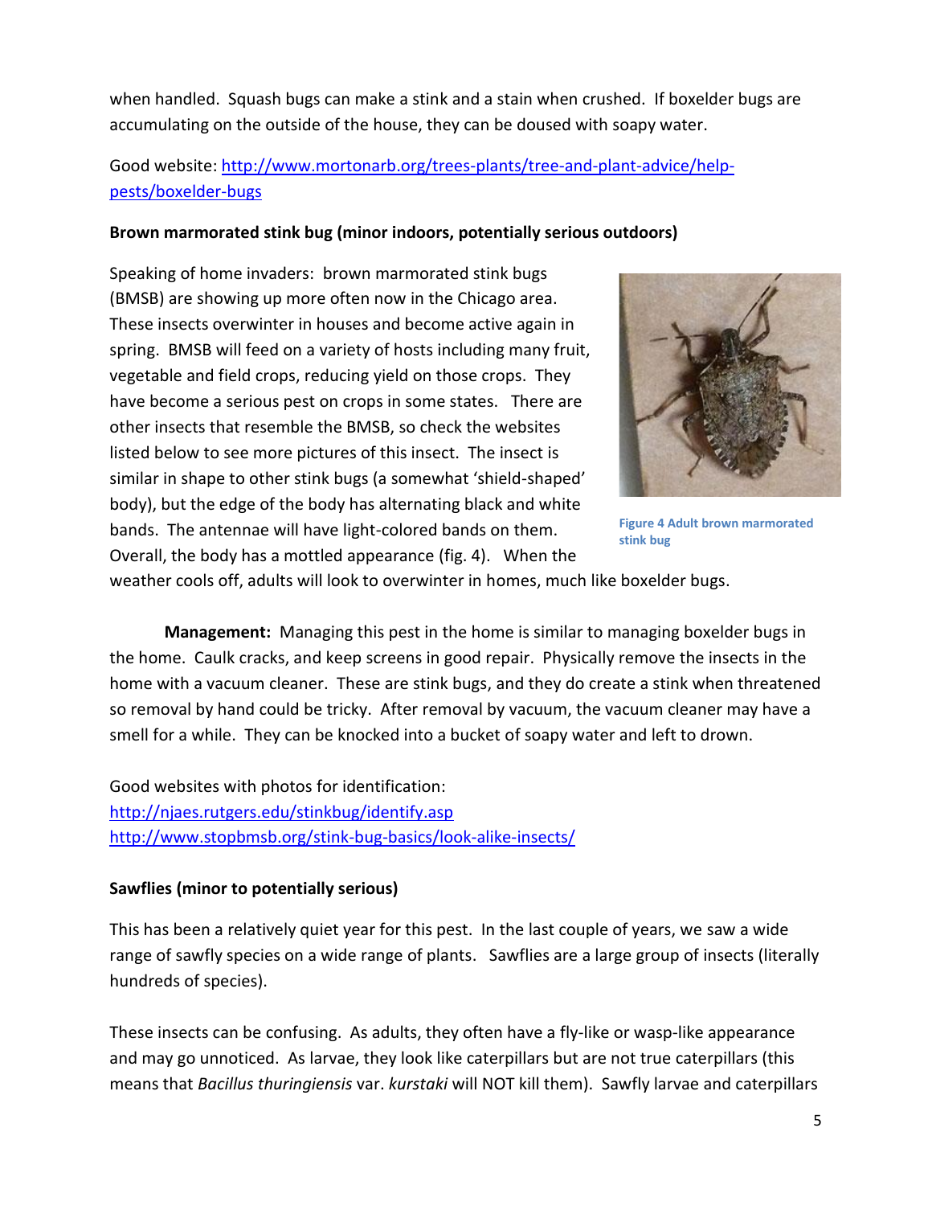when handled. Squash bugs can make a stink and a stain when crushed. If boxelder bugs are accumulating on the outside of the house, they can be doused with soapy water.

Good website: [http://www.mortonarb.org/trees-plants/tree-and-plant-advice/help-pests/boxelder-bugs](http://www.mortonarb.org/trees-plants/tree-and-plant-advice/help-pests/boxelder-bugs)

**Brown marmorated stink bug (minor indoors, potentially serious outdoors)**

Speaking of home invaders: brown marmorated stink bugs (BMSB) are showing up more often now in the Chicago area. These insects overwinter in houses and become active again in spring. BMSB will feed on a variety of hosts including many fruit, vegetable and field crops, reducing yield on those crops. They have become a serious pest on crops in some states. There are other insects that resemble the BMSB, so check the websites listed below to see more pictures of this insect. The insect is similar in shape to other stink bugs (a somewhat 'shield-shaped' body), but the edge of the body has alternating black and white bands. The antennae will have light-colored bands on them. Overall, the body has a mottled appearance (fig. 4). When the weather cools off, adults will look to overwinter in homes, much like boxelder bugs.

Figure 4 Adult brown marmorated stink bug

**Management:** Managing this pest in the home is similar to managing boxelder bugs in the home. Caulk cracks, and keep screens in good repair. Physically remove the insects in the home with a vacuum cleaner. These are stink bugs, and they do create a stink when threatened so removal by hand could be tricky. After removal by vacuum, the vacuum cleaner may have a smell for a while. They can be knocked into a bucket of soapy water and left to drown.

Good websites with photos for identification:
[http://njaes.rutgers.edu/stinkbug/identify.asp](http://njaes.rutgers.edu/stinkbug/identify.asp)
[http://www.stopbmsb.org/stink-bug-basics/look-alike-insects/](http://www.stopbmsb.org/stink-bug-basics/look-alike-insects/)

**Sawflies (minor to potentially serious)**

This has been a relatively quiet year for this pest. In the last couple of years, we saw a wide range of sawfly species on a wide range of plants. Sawflies are a large group of insects (literally hundreds of species).

These insects can be confusing. As adults, they often have a fly-like or wasp-like appearance and may go unnoticed. As larvae, they look like caterpillars but are not true caterpillars (this means that *Bacillus thuringiensis* var. *kurstaki* will NOT kill them). Sawfly larvae and caterpillars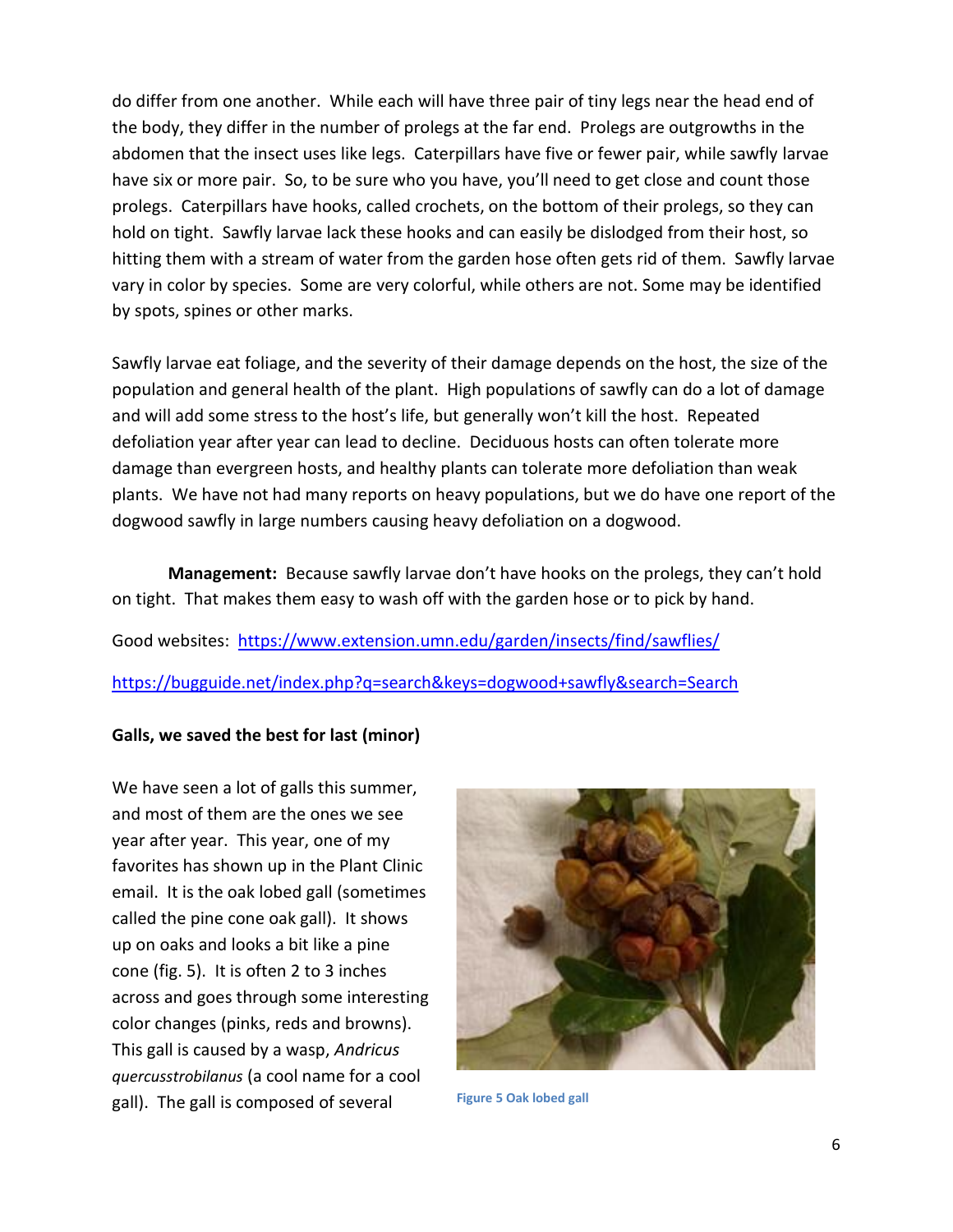do differ from one another. While each will have three pair of tiny legs near the head end of the body, they differ in the number of prolegs at the far end. Prolegs are outgrowths in the abdomen that the insect uses like legs. Caterpillars have five or fewer pair, while sawfly larvae have six or more pair. So, to be sure who you have, you'll need to get close and count those prolegs. Caterpillars have hooks, called crochets, on the bottom of their prolegs, so they can hold on tight. Sawfly larvae lack these hooks and can easily be dislodged from their host, so hitting them with a stream of water from the garden hose often gets rid of them. Sawfly larvae vary in color by species. Some are very colorful, while others are not. Some may be identified by spots, spines or other marks.

Sawfly larvae eat foliage, and the severity of their damage depends on the host, the size of the population and general health of the plant. High populations of sawfly can do a lot of damage and will add some stress to the host's life, but generally won't kill the host. Repeated defoliation year after year can lead to decline. Deciduous hosts can often tolerate more damage than evergreen hosts, and healthy plants can tolerate more defoliation than weak plants. We have not had many reports on heavy populations, but we do have one report of the dogwood sawfly in large numbers causing heavy defoliation on a dogwood.

**Management:** Because sawfly larvae don't have hooks on the prolegs, they can't hold on tight. That makes them easy to wash off with the garden hose or to pick by hand.

Good websites: https://www.extension.umn.edu/garden/insects/find/sawflies/

https://bugguide.net/index.php?q=search&keys=dogwood+sawfly&search=Search

**Galls, we saved the best for last (minor)**

We have seen a lot of galls this summer, and most of them are the ones we see year after year. This year, one of my favorites has shown up in the Plant Clinic email. It is the oak lobed gall (sometimes called the pine cone oak gall). It shows up on oaks and looks a bit like a pine cone (fig. 5). It is often 2 to 3 inches across and goes through some interesting color changes (pinks, reds and browns). This gall is caused by a wasp, *Andricus quercusstrobilanus* (a cool name for a cool gall). The gall is composed of several

Figure 5 Oak lobed gall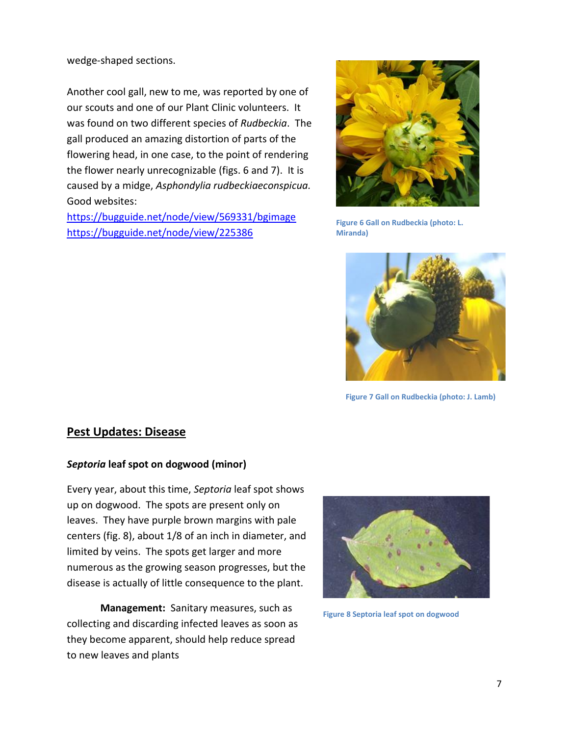wedge-shaped sections.

Another cool gall, new to me, was reported by one of our scouts and one of our Plant Clinic volunteers. It was found on two different species of *Rudbeckia*. The gall produced an amazing distortion of parts of the flowering head, in one case, to the point of rendering the flower nearly unrecognizable (figs. 6 and 7). It is caused by a midge, *Asphondylia rudbeckiaeconspicua.* Good websites:
https://bugguide.net/node/view/569331/bgimage
https://bugguide.net/node/view/225386

Figure 6 Gall on Rudbeckia (photo: L. Miranda)

Figure 7 Gall on Rudbeckia (photo: J. Lamb)

## Pest Updates: Disease

### *Septoria* leaf spot on dogwood (minor)

Every year, about this time, *Septoria* leaf spot shows up on dogwood. The spots are present only on leaves. They have purple brown margins with pale centers (fig. 8), about 1/8 of an inch in diameter, and limited by veins. The spots get larger and more numerous as the growing season progresses, but the disease is actually of little consequence to the plant.

**Management:** Sanitary measures, such as collecting and discarding infected leaves as soon as they become apparent, should help reduce spread to new leaves and plants

Figure 8 Septoria leaf spot on dogwood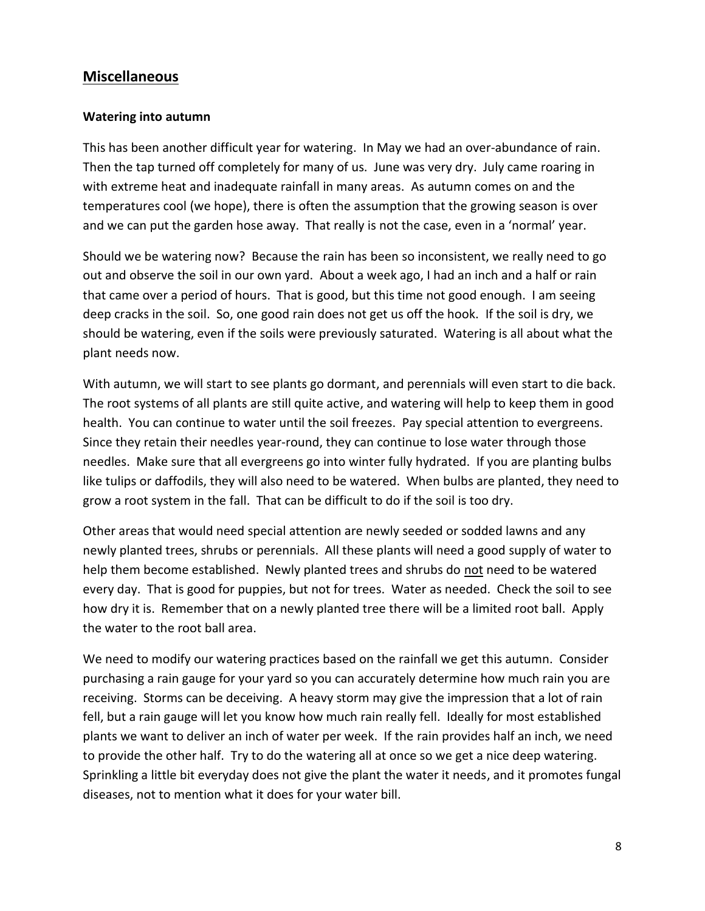## Miscellaneous

### Watering into autumn

This has been another difficult year for watering. In May we had an over-abundance of rain. Then the tap turned off completely for many of us. June was very dry. July came roaring in with extreme heat and inadequate rainfall in many areas. As autumn comes on and the temperatures cool (we hope), there is often the assumption that the growing season is over and we can put the garden hose away. That really is not the case, even in a 'normal' year.

Should we be watering now? Because the rain has been so inconsistent, we really need to go out and observe the soil in our own yard. About a week ago, I had an inch and a half or rain that came over a period of hours. That is good, but this time not good enough. I am seeing deep cracks in the soil. So, one good rain does not get us off the hook. If the soil is dry, we should be watering, even if the soils were previously saturated. Watering is all about what the plant needs now.

With autumn, we will start to see plants go dormant, and perennials will even start to die back. The root systems of all plants are still quite active, and watering will help to keep them in good health. You can continue to water until the soil freezes. Pay special attention to evergreens. Since they retain their needles year-round, they can continue to lose water through those needles. Make sure that all evergreens go into winter fully hydrated. If you are planting bulbs like tulips or daffodils, they will also need to be watered. When bulbs are planted, they need to grow a root system in the fall. That can be difficult to do if the soil is too dry.

Other areas that would need special attention are newly seeded or sodded lawns and any newly planted trees, shrubs or perennials. All these plants will need a good supply of water to help them become established. Newly planted trees and shrubs do <u>not</u> need to be watered every day. That is good for puppies, but not for trees. Water as needed. Check the soil to see how dry it is. Remember that on a newly planted tree there will be a limited root ball. Apply the water to the root ball area.

We need to modify our watering practices based on the rainfall we get this autumn. Consider purchasing a rain gauge for your yard so you can accurately determine how much rain you are receiving. Storms can be deceiving. A heavy storm may give the impression that a lot of rain fell, but a rain gauge will let you know how much rain really fell. Ideally for most established plants we want to deliver an inch of water per week. If the rain provides half an inch, we need to provide the other half. Try to do the watering all at once so we get a nice deep watering. Sprinkling a little bit everyday does not give the plant the water it needs, and it promotes fungal diseases, not to mention what it does for your water bill.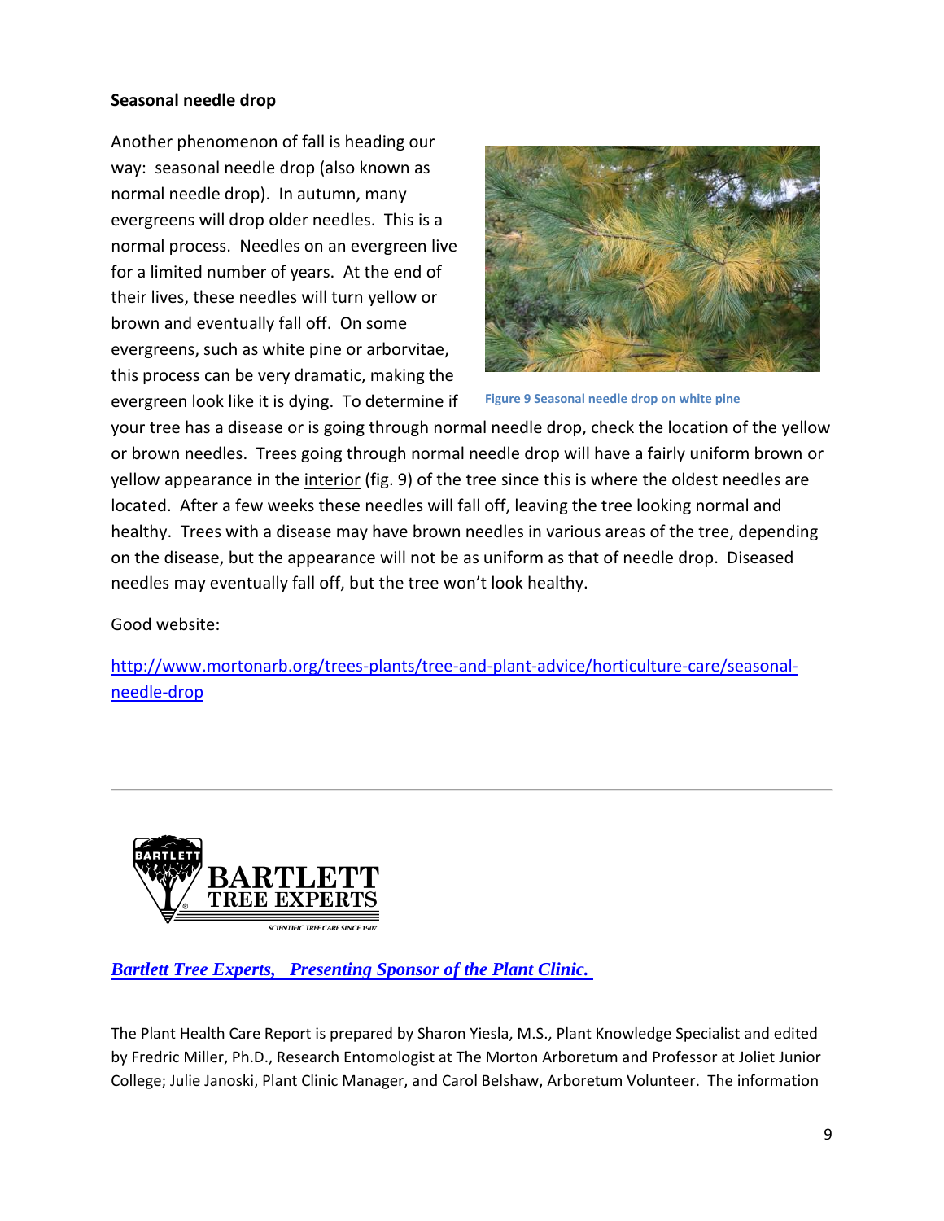**Seasonal needle drop**

Another phenomenon of fall is heading our way: seasonal needle drop (also known as normal needle drop). In autumn, many evergreens will drop older needles. This is a normal process. Needles on an evergreen live for a limited number of years. At the end of their lives, these needles will turn yellow or brown and eventually fall off. On some evergreens, such as white pine or arborvitae, this process can be very dramatic, making the evergreen look like it is dying. To determine if your tree has a disease or is going through normal needle drop, check the location of the yellow or brown needles. Trees going through normal needle drop will have a fairly uniform brown or yellow appearance in the interior (fig. 9) of the tree since this is where the oldest needles are located. After a few weeks these needles will fall off, leaving the tree looking normal and healthy. Trees with a disease may have brown needles in various areas of the tree, depending on the disease, but the appearance will not be as uniform as that of needle drop. Diseased needles may eventually fall off, but the tree won't look healthy.

Figure 9 Seasonal needle drop on white pine

Good website:

http://www.mortonarb.org/trees-plants/tree-and-plant-advice/horticulture-care/seasonal-needle-drop

---

BARTLETT TREE EXPERTS

SCIENTIFIC TREE CARE SINCE 1907

***Bartlett Tree Experts, Presenting Sponsor of the Plant Clinic.***

The Plant Health Care Report is prepared by Sharon Yiesla, M.S., Plant Knowledge Specialist and edited by Fredric Miller, Ph.D., Research Entomologist at The Morton Arboretum and Professor at Joliet Junior College; Julie Janoski, Plant Clinic Manager, and Carol Belshaw, Arboretum Volunteer. The information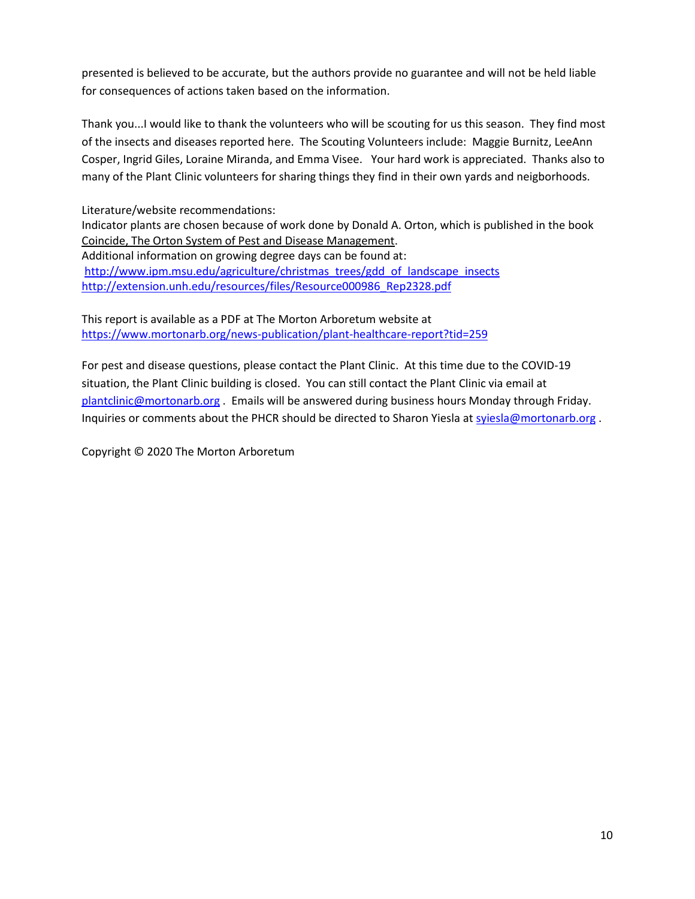presented is believed to be accurate, but the authors provide no guarantee and will not be held liable for consequences of actions taken based on the information.

Thank you...I would like to thank the volunteers who will be scouting for us this season. They find most of the insects and diseases reported here. The Scouting Volunteers include: Maggie Burnitz, LeeAnn Cosper, Ingrid Giles, Loraine Miranda, and Emma Visee. Your hard work is appreciated. Thanks also to many of the Plant Clinic volunteers for sharing things they find in their own yards and neigborhoods.

Literature/website recommendations:
Indicator plants are chosen because of work done by Donald A. Orton, which is published in the book Coincide, The Orton System of Pest and Disease Management.
Additional information on growing degree days can be found at:
http://www.ipm.msu.edu/agriculture/christmas_trees/gdd_of_landscape_insects
http://extension.unh.edu/resources/files/Resource000986_Rep2328.pdf

This report is available as a PDF at The Morton Arboretum website at
https://www.mortonarb.org/news-publication/plant-healthcare-report?tid=259

For pest and disease questions, please contact the Plant Clinic. At this time due to the COVID-19 situation, the Plant Clinic building is closed. You can still contact the Plant Clinic via email at plantclinic@mortonarb.org . Emails will be answered during business hours Monday through Friday. Inquiries or comments about the PHCR should be directed to Sharon Yiesla at syiesla@mortonarb.org .

Copyright © 2020 The Morton Arboretum